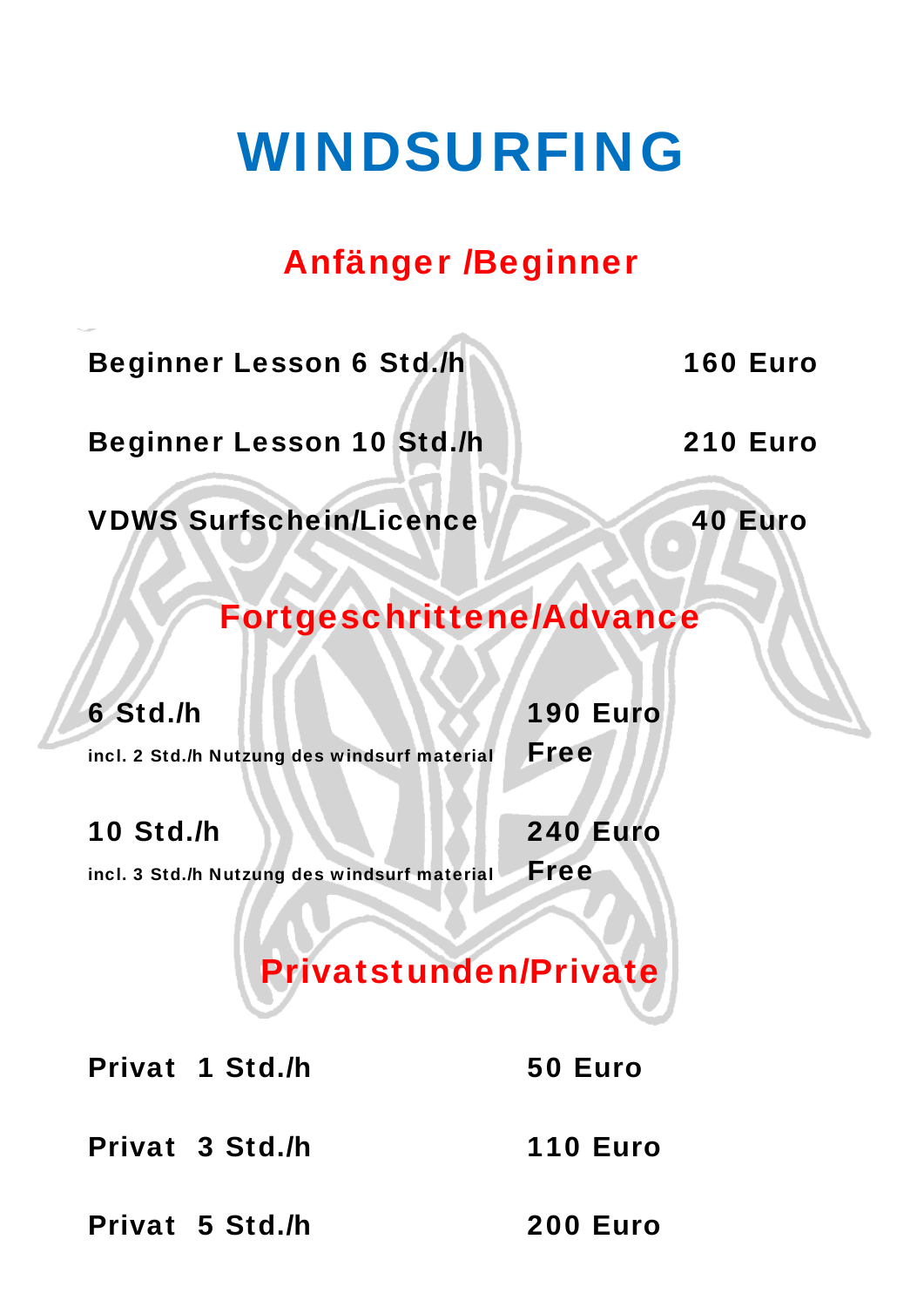# WINDSURFING

## Anfänger /Beginner

| | |
|---|---|
| **Beginner Lesson 6 Std./h** | **160 Euro** |
| **Beginner Lesson 10 Std./h** | **210 Euro** |
| **VDWS Surfschein/Licence** | **40 Euro** |

## Fortgeschrittene/Advance

| | |
|---|---|
| **6 Std./h** | **190 Euro** |
| **incl. 2 Std./h Nutzung des windsurf material** | **Free** |
| **10 Std./h** | **240 Euro** |
| **incl. 3 Std./h Nutzung des windsurf material** | **Free** |

## Privatstunden/Private

| | |
|---|---|
| **Privat 1 Std./h** | **50 Euro** |
| **Privat 3 Std./h** | **110 Euro** |
| **Privat 5 Std./h** | **200 Euro** |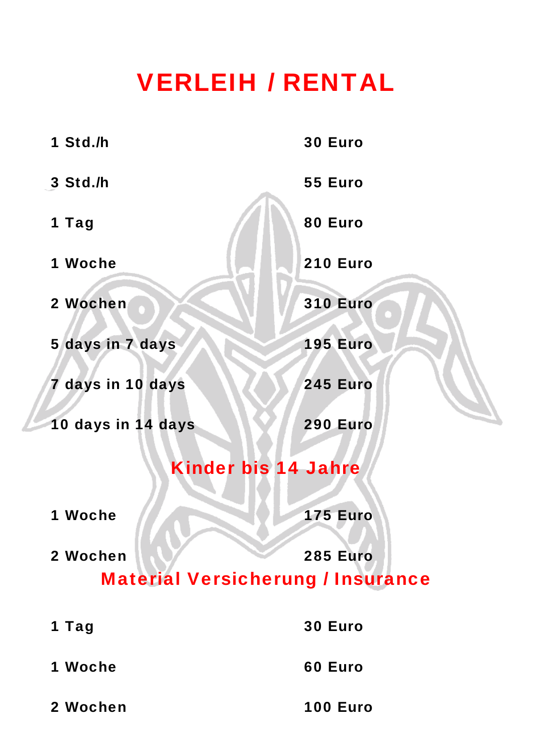# VERLEIH / RENTAL

| | |
|---|---|
| 1 Std./h | 30 Euro |
| 3 Std./h | 55 Euro |
| 1 Tag | 80 Euro |
| 1 Woche | 210 Euro |
| 2 Wochen | 310 Euro |
| 5 days in 7 days | 195 Euro |
| 7 days in 10 days | 245 Euro |
| 10 days in 14 days | 290 Euro |

## Kinder bis 14 Jahre

| | |
|---|---|
| 1 Woche | 175 Euro |
| 2 Wochen | 285 Euro |

## Material Versicherung / Insurance

| | |
|---|---|
| 1 Tag | 30 Euro |
| 1 Woche | 60 Euro |
| 2 Wochen | 100 Euro |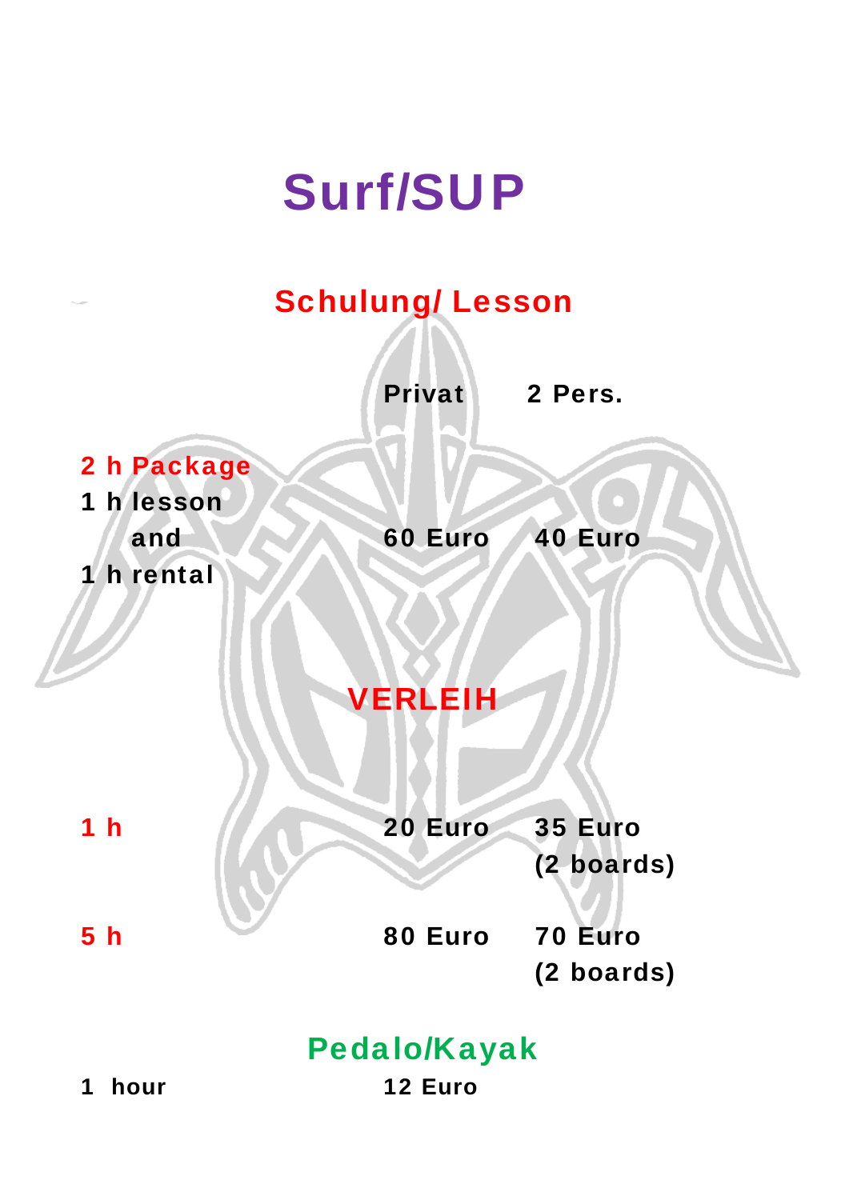# Surf/SUP

## Schulung/ Lesson

| | Privat | 2 Pers. |
|---|---|---|
| **2 h Package**<br>1 h lesson<br>and<br>1 h rental | 60 Euro | 40 Euro |

## VERLEIH

| | | |
|---|---|---|
| **1 h** | 20 Euro | 35 Euro<br>(2 boards) |
| **5 h** | 80 Euro | 70 Euro<br>(2 boards) |

## Pedalo/Kayak

| | |
|---|---|
| 1 hour | 12 Euro |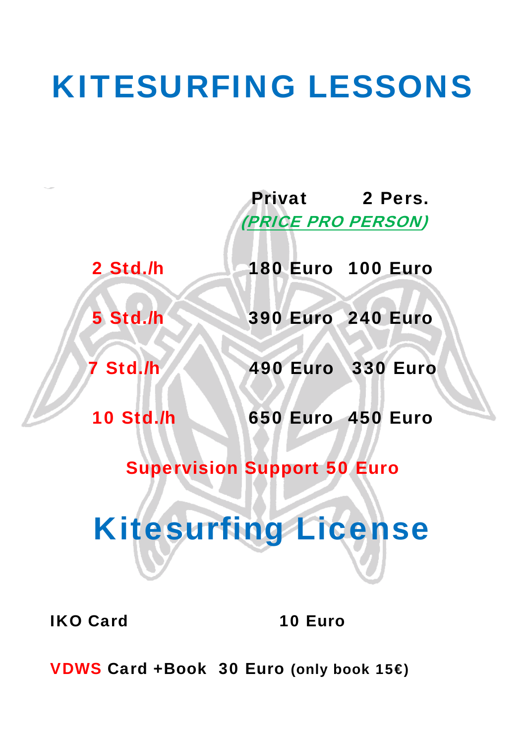# KITESURFING LESSONS

| | Privat | 2 Pers. *(PRICE PRO PERSON)* |
|---|---|---|
| 2 Std./h | 180 Euro | 100 Euro |
| 5 Std./h | 390 Euro | 240 Euro |
| 7 Std./h | 490 Euro | 330 Euro |
| 10 Std./h | 650 Euro | 450 Euro |

**Supervision Support 50 Euro**

# Kitesurfing License

| | |
|---|---|
| **IKO Card** | **10 Euro** |

**VDWS Card +Book 30 Euro (only book 15€)**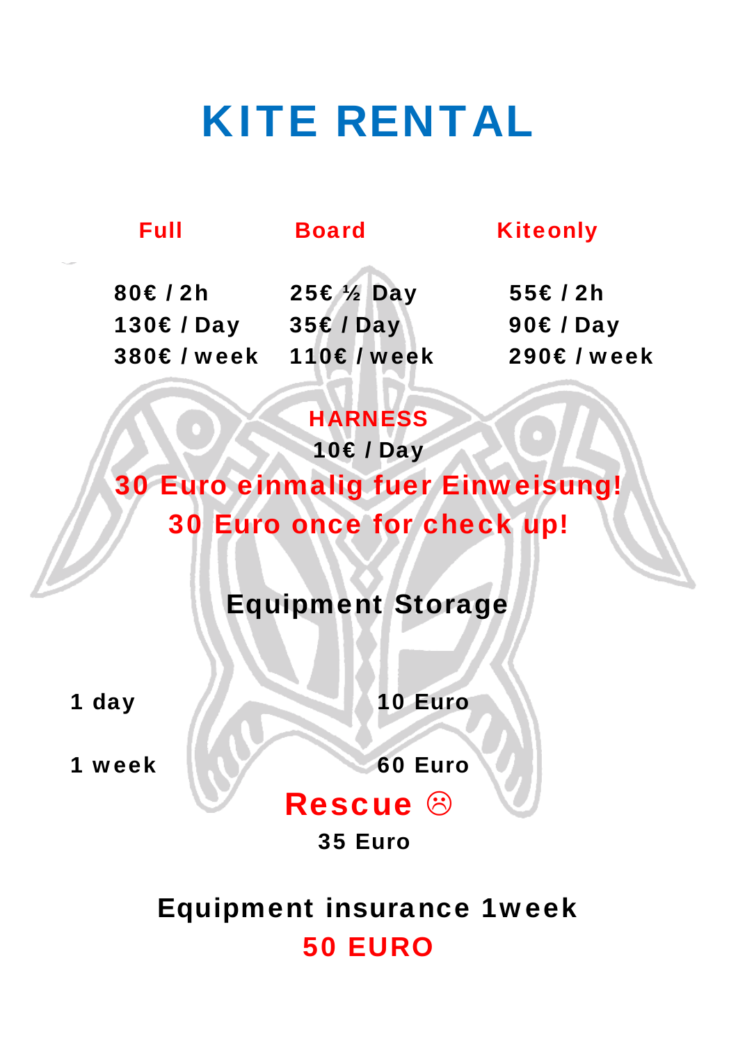# KITE RENTAL

| Full | Board | Kiteonly |
| --- | --- | --- |
| 80€ / 2h | 25€ ½ Day | 55€ / 2h |
| 130€ / Day | 35€ / Day | 90€ / Day |
| 380€ / week | 110€ / week | 290€ / week |

**HARNESS**

**10€ / Day**

**30 Euro einmalig fuer Einweisung!**

**30 Euro once for check up!**

## Equipment Storage

| | |
| --- | --- |
| 1 day | 10 Euro |
| 1 week | 60 Euro |

## Rescue ☹

**35 Euro**

## Equipment insurance 1week

**50 EURO**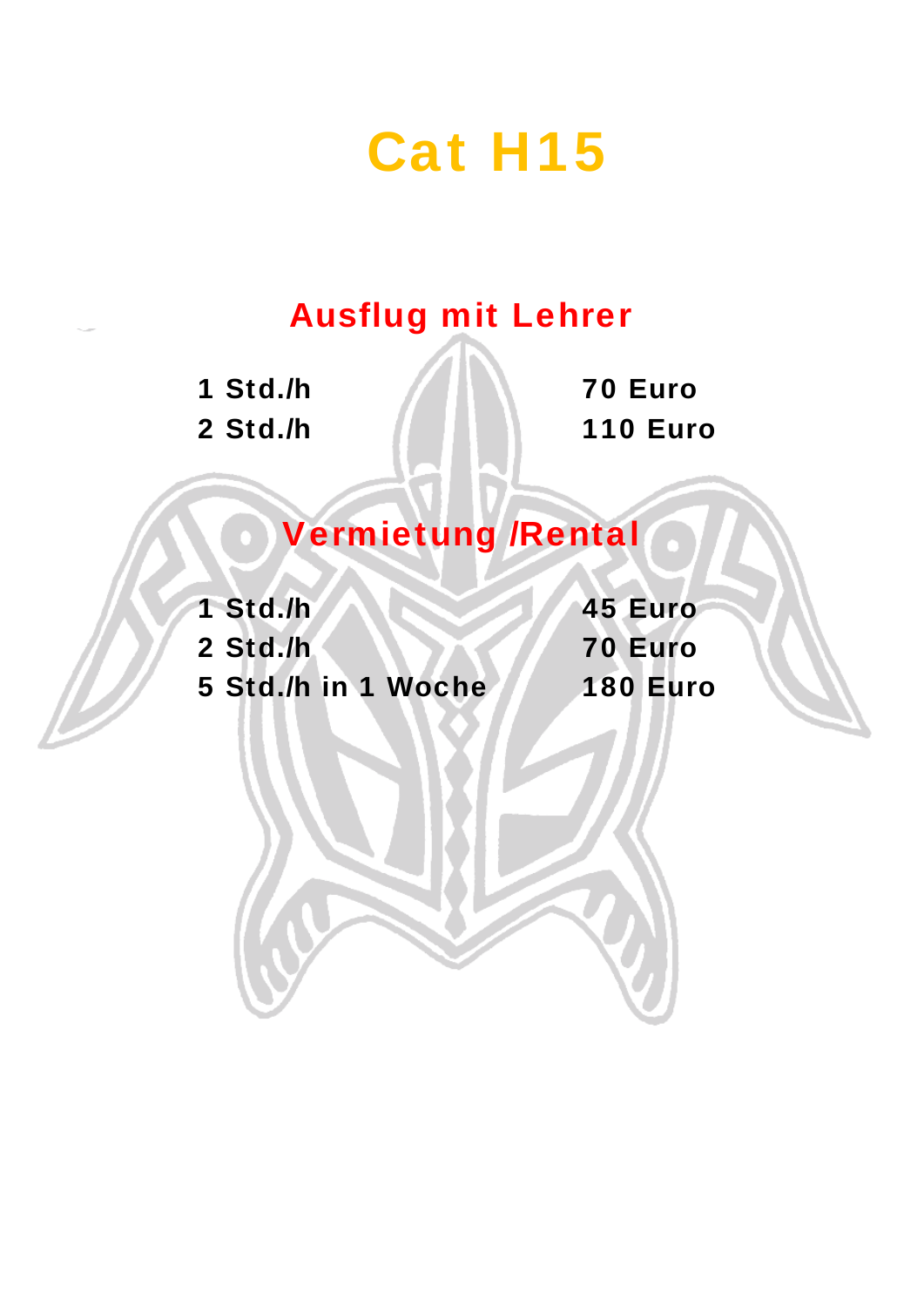# Cat H15

## Ausflug mit Lehrer

| | |
|---|---|
| **1 Std./h** | **70 Euro** |
| **2 Std./h** | **110 Euro** |

## Vermietung /Rental

| | |
|---|---|
| **1 Std./h** | **45 Euro** |
| **2 Std./h** | **70 Euro** |
| **5 Std./h in 1 Woche** | **180 Euro** |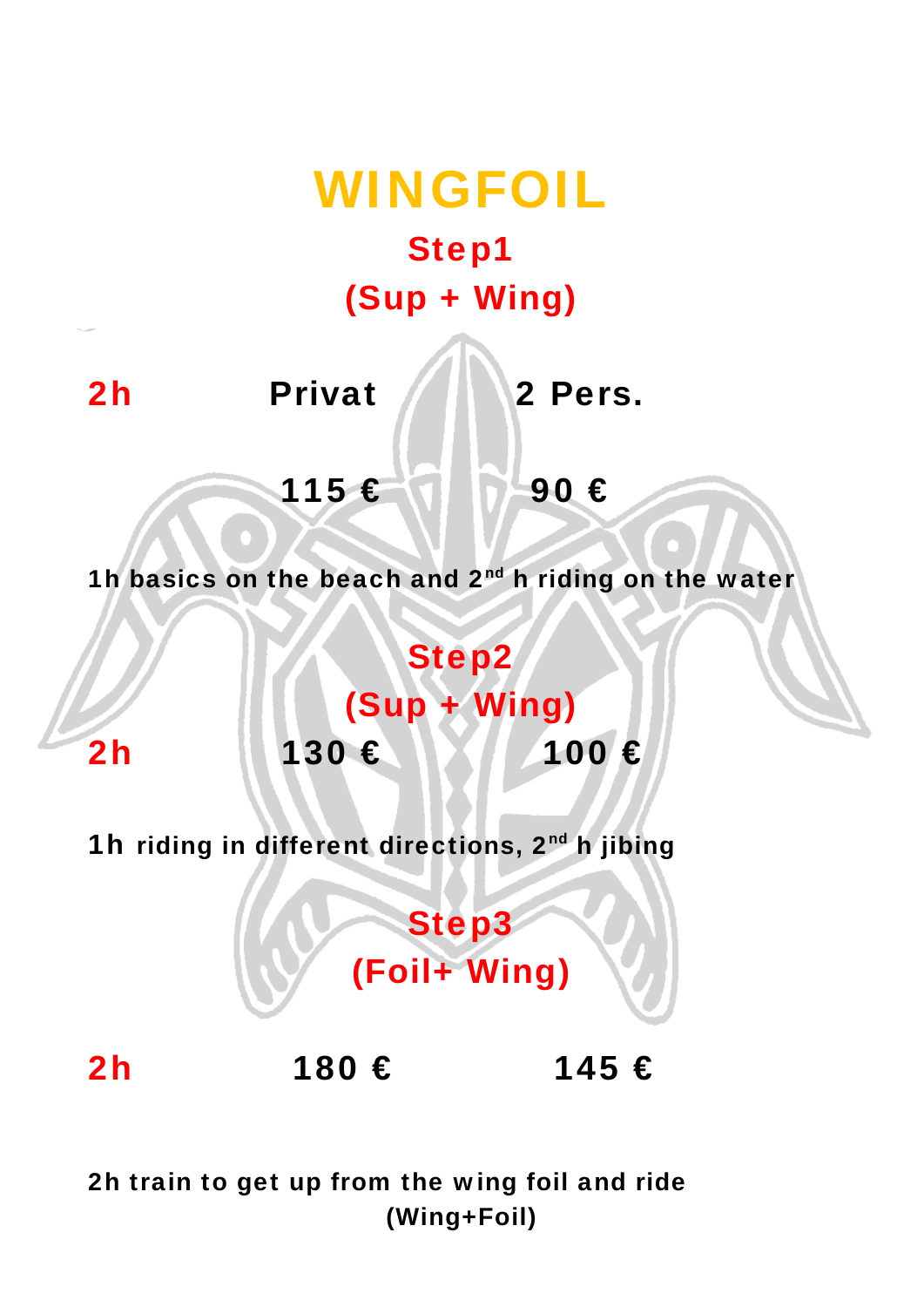# WINGFOIL

## Step1
## (Sup + Wing)

| | | |
|---|---|---|
| **2h** | **Privat** | **2 Pers.** |
| | **115 €** | **90 €** |

**1h basics on the beach and 2nd h riding on the water**

## Step2
## (Sup + Wing)

| | | |
|---|---|---|
| **2h** | **130 €** | **100 €** |

**1h riding in different directions, 2nd h jibing**

## Step3
## (Foil+ Wing)

| | | |
|---|---|---|
| **2h** | **180 €** | **145 €** |

**2h train to get up from the wing foil and ride**
**(Wing+Foil)**